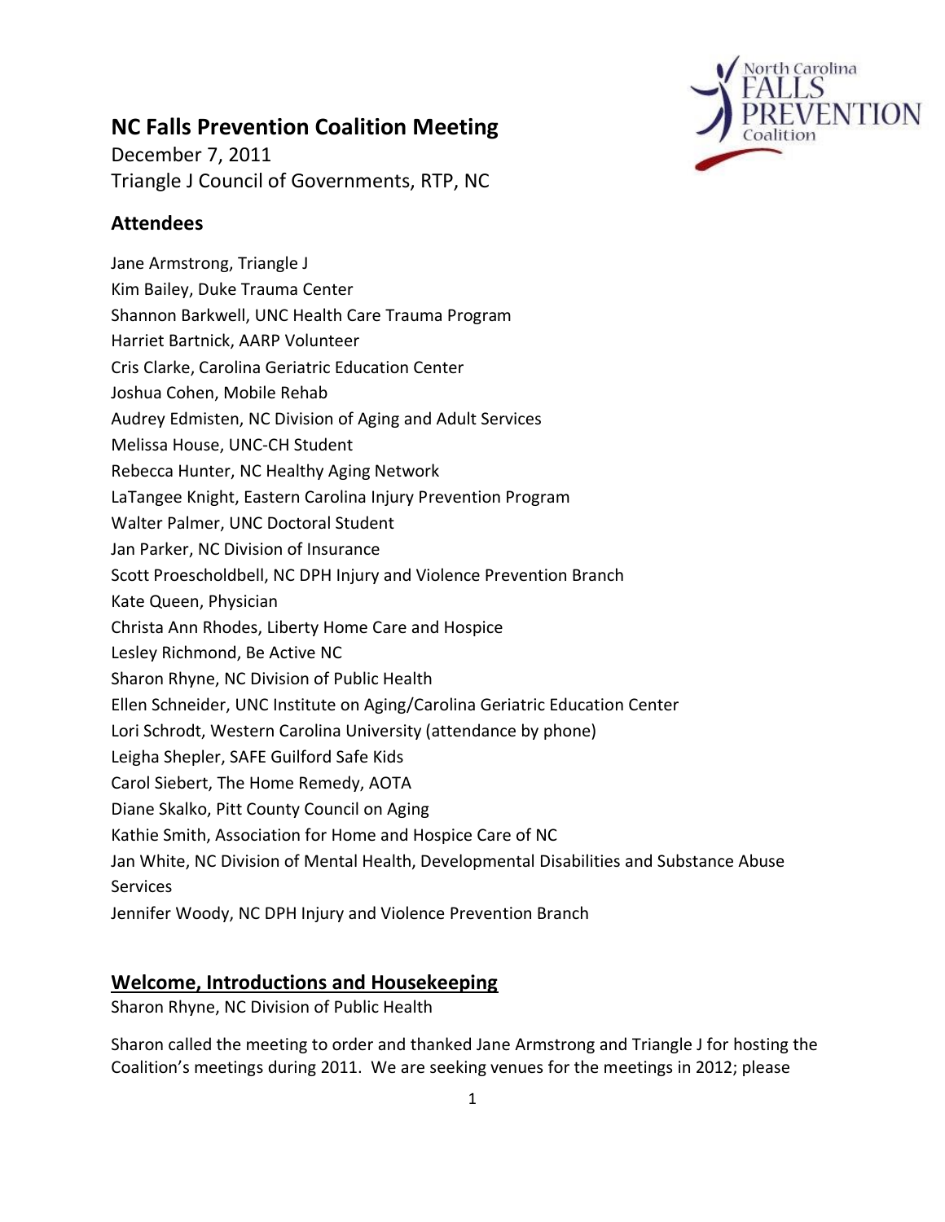# NC Falls Prevention Coalition Meeting

December 7, 2011
Triangle J Council of Governments, RTP, NC

## Attendees

Jane Armstrong, Triangle J
Kim Bailey, Duke Trauma Center
Shannon Barkwell, UNC Health Care Trauma Program
Harriet Bartnick, AARP Volunteer
Cris Clarke, Carolina Geriatric Education Center
Joshua Cohen, Mobile Rehab
Audrey Edmisten, NC Division of Aging and Adult Services
Melissa House, UNC-CH Student
Rebecca Hunter, NC Healthy Aging Network
LaTangee Knight, Eastern Carolina Injury Prevention Program
Walter Palmer, UNC Doctoral Student
Jan Parker, NC Division of Insurance
Scott Proescholdbell, NC DPH Injury and Violence Prevention Branch
Kate Queen, Physician
Christa Ann Rhodes, Liberty Home Care and Hospice
Lesley Richmond, Be Active NC
Sharon Rhyne, NC Division of Public Health
Ellen Schneider, UNC Institute on Aging/Carolina Geriatric Education Center
Lori Schrodt, Western Carolina University (attendance by phone)
Leigha Shepler, SAFE Guilford Safe Kids
Carol Siebert, The Home Remedy, AOTA
Diane Skalko, Pitt County Council on Aging
Kathie Smith, Association for Home and Hospice Care of NC
Jan White, NC Division of Mental Health, Developmental Disabilities and Substance Abuse Services
Jennifer Woody, NC DPH Injury and Violence Prevention Branch

## Welcome, Introductions and Housekeeping

Sharon Rhyne, NC Division of Public Health

Sharon called the meeting to order and thanked Jane Armstrong and Triangle J for hosting the Coalition's meetings during 2011. We are seeking venues for the meetings in 2012; please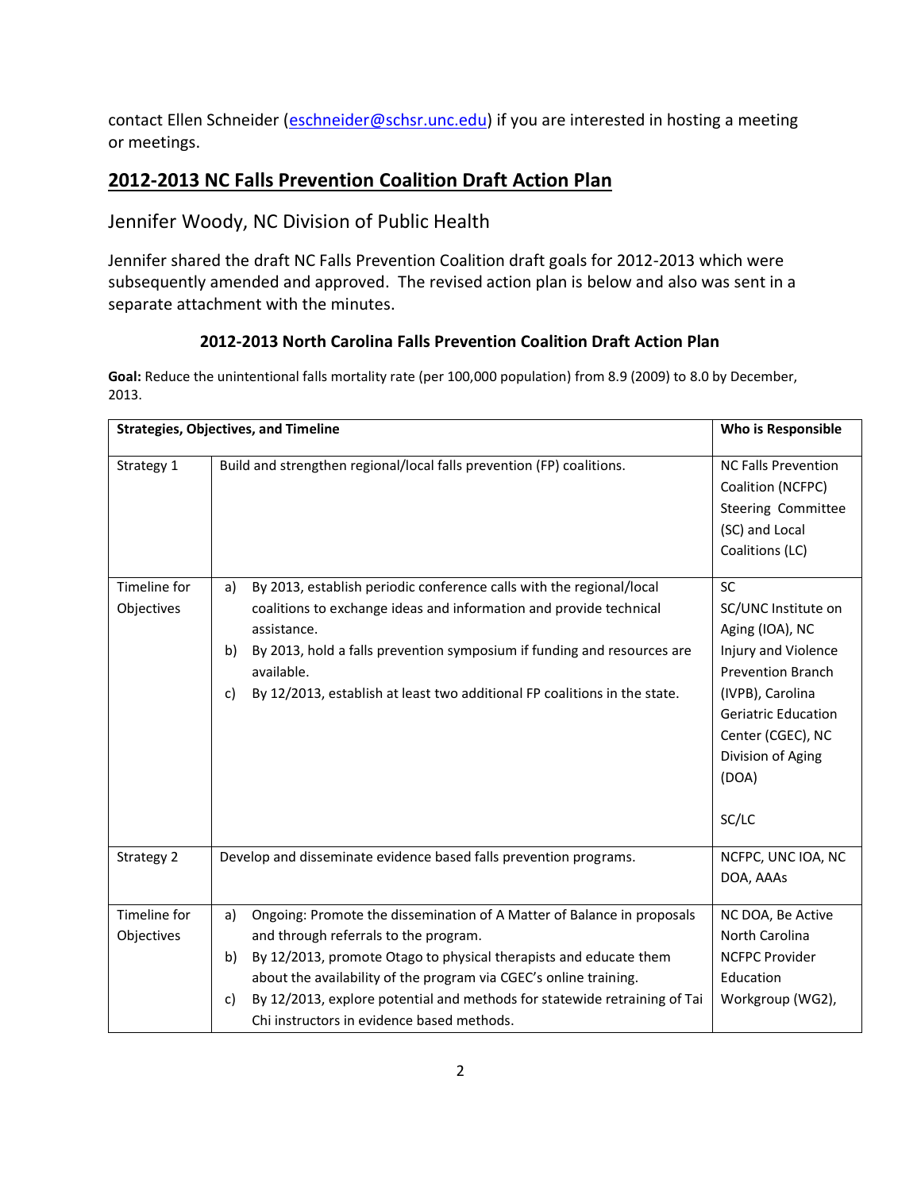contact Ellen Schneider (eschneider@schsr.unc.edu) if you are interested in hosting a meeting or meetings.

## 2012-2013 NC Falls Prevention Coalition Draft Action Plan

### Jennifer Woody, NC Division of Public Health

Jennifer shared the draft NC Falls Prevention Coalition draft goals for 2012-2013 which were subsequently amended and approved. The revised action plan is below and also was sent in a separate attachment with the minutes.

### 2012-2013 North Carolina Falls Prevention Coalition Draft Action Plan

**Goal:** Reduce the unintentional falls mortality rate (per 100,000 population) from 8.9 (2009) to 8.0 by December, 2013.

| Strategies, Objectives, and Timeline | | Who is Responsible |
|---|---|---|
| Strategy 1 | Build and strengthen regional/local falls prevention (FP) coalitions. | NC Falls Prevention Coalition (NCFPC) Steering Committee (SC) and Local Coalitions (LC) |
| Timeline for Objectives | a) By 2013, establish periodic conference calls with the regional/local coalitions to exchange ideas and information and provide technical assistance.<br>b) By 2013, hold a falls prevention symposium if funding and resources are available.<br>c) By 12/2013, establish at least two additional FP coalitions in the state. | SC<br>SC/UNC Institute on Aging (IOA), NC Injury and Violence Prevention Branch (IVPB), Carolina Geriatric Education Center (CGEC), NC Division of Aging (DOA)<br><br>SC/LC |
| Strategy 2 | Develop and disseminate evidence based falls prevention programs. | NCFPC, UNC IOA, NC DOA, AAAs |
| Timeline for Objectives | a) Ongoing: Promote the dissemination of A Matter of Balance in proposals and through referrals to the program.<br>b) By 12/2013, promote Otago to physical therapists and educate them about the availability of the program via CGEC's online training.<br>c) By 12/2013, explore potential and methods for statewide retraining of Tai Chi instructors in evidence based methods. | NC DOA, Be Active North Carolina<br>NCFPC Provider Education Workgroup (WG2), |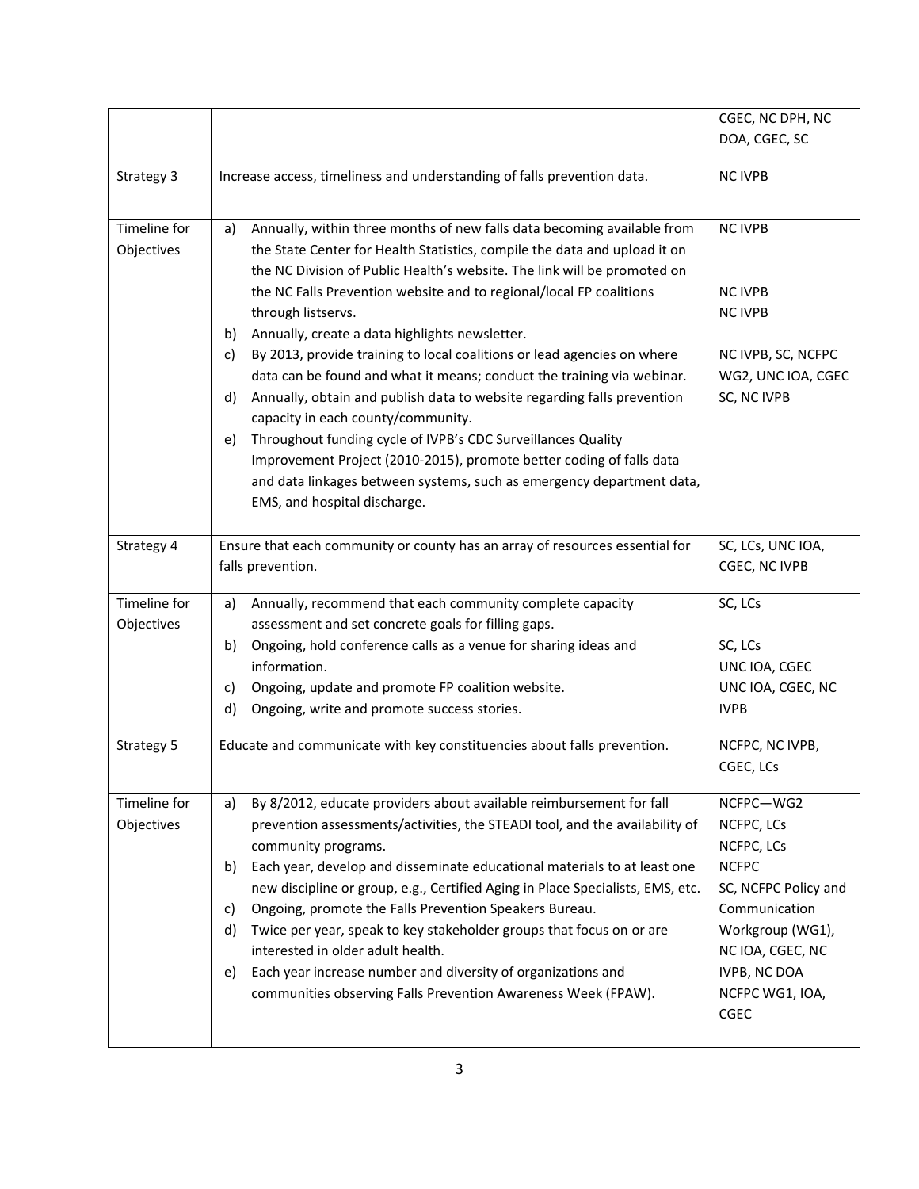| | | |
|---|---|---|
| | | CGEC, NC DPH, NC DOA, CGEC, SC |
| Strategy 3 | Increase access, timeliness and understanding of falls prevention data. | NC IVPB |
| Timeline for Objectives | a) Annually, within three months of new falls data becoming available from the State Center for Health Statistics, compile the data and upload it on the NC Division of Public Health's website. The link will be promoted on the NC Falls Prevention website and to regional/local FP coalitions through listservs.<br>b) Annually, create a data highlights newsletter.<br>c) By 2013, provide training to local coalitions or lead agencies on where data can be found and what it means; conduct the training via webinar.<br>d) Annually, obtain and publish data to website regarding falls prevention capacity in each county/community.<br>e) Throughout funding cycle of IVPB's CDC Surveillances Quality Improvement Project (2010-2015), promote better coding of falls data and data linkages between systems, such as emergency department data, EMS, and hospital discharge. | NC IVPB<br><br>NC IVPB<br>NC IVPB<br><br>NC IVPB, SC, NCFPC WG2, UNC IOA, CGEC<br>SC, NC IVPB |
| Strategy 4 | Ensure that each community or county has an array of resources essential for falls prevention. | SC, LCs, UNC IOA, CGEC, NC IVPB |
| Timeline for Objectives | a) Annually, recommend that each community complete capacity assessment and set concrete goals for filling gaps.<br>b) Ongoing, hold conference calls as a venue for sharing ideas and information.<br>c) Ongoing, update and promote FP coalition website.<br>d) Ongoing, write and promote success stories. | SC, LCs<br><br>SC, LCs<br>UNC IOA, CGEC<br>UNC IOA, CGEC, NC IVPB |
| Strategy 5 | Educate and communicate with key constituencies about falls prevention. | NCFPC, NC IVPB, CGEC, LCs |
| Timeline for Objectives | a) By 8/2012, educate providers about available reimbursement for fall prevention assessments/activities, the STEADI tool, and the availability of community programs.<br>b) Each year, develop and disseminate educational materials to at least one new discipline or group, e.g., Certified Aging in Place Specialists, EMS, etc.<br>c) Ongoing, promote the Falls Prevention Speakers Bureau.<br>d) Twice per year, speak to key stakeholder groups that focus on or are interested in older adult health.<br>e) Each year increase number and diversity of organizations and communities observing Falls Prevention Awareness Week (FPAW). | NCFPC—WG2<br>NCFPC, LCs<br>NCFPC, LCs<br>NCFPC<br>SC, NCFPC Policy and Communication Workgroup (WG1), NC IOA, CGEC, NC IVPB, NC DOA<br>NCFPC WG1, IOA, CGEC |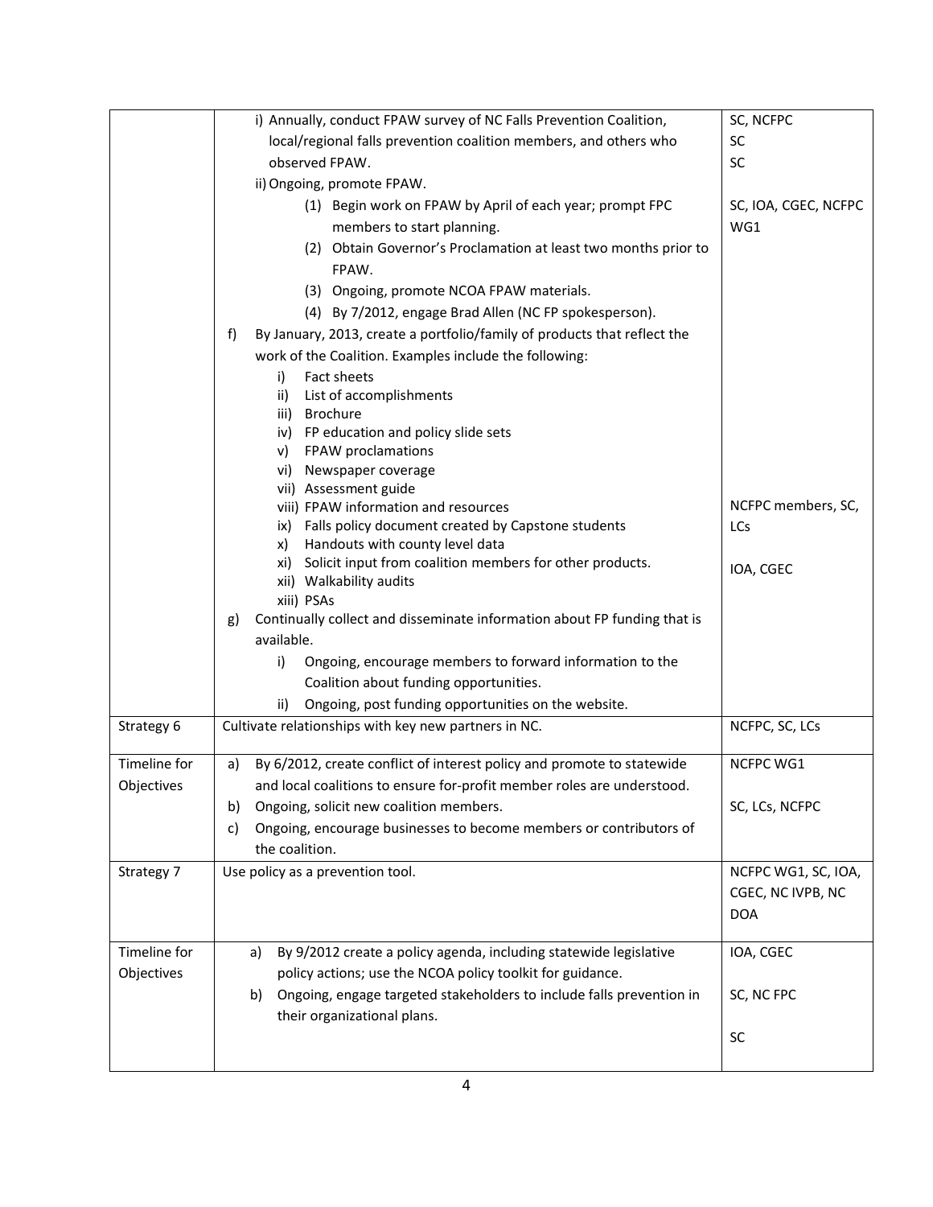| | | |
|---|---|---|
| | i) Annually, conduct FPAW survey of NC Falls Prevention Coalition, local/regional falls prevention coalition members, and others who observed FPAW.<br>ii) Ongoing, promote FPAW.<br>(1) Begin work on FPAW by April of each year; prompt FPC members to start planning.<br>(2) Obtain Governor's Proclamation at least two months prior to FPAW.<br>(3) Ongoing, promote NCOA FPAW materials.<br>(4) By 7/2012, engage Brad Allen (NC FP spokesperson).<br>f) By January, 2013, create a portfolio/family of products that reflect the work of the Coalition. Examples include the following:<br>i) Fact sheets<br>ii) List of accomplishments<br>iii) Brochure<br>iv) FP education and policy slide sets<br>v) FPAW proclamations<br>vi) Newspaper coverage<br>vii) Assessment guide<br>viii) FPAW information and resources<br>ix) Falls policy document created by Capstone students<br>x) Handouts with county level data<br>xi) Solicit input from coalition members for other products.<br>xii) Walkability audits<br>xiii) PSAs<br>g) Continually collect and disseminate information about FP funding that is available.<br>i) Ongoing, encourage members to forward information to the Coalition about funding opportunities.<br>ii) Ongoing, post funding opportunities on the website. | SC, NCFPC<br>SC<br>SC<br><br>SC, IOA, CGEC, NCFPC WG1<br><br><br><br><br><br><br><br><br><br><br><br><br>NCFPC members, SC, LCs<br><br>IOA, CGEC |
| Strategy 6 | Cultivate relationships with key new partners in NC. | NCFPC, SC, LCs |
| Timeline for Objectives | a) By 6/2012, create conflict of interest policy and promote to statewide and local coalitions to ensure for-profit member roles are understood.<br>b) Ongoing, solicit new coalition members.<br>c) Ongoing, encourage businesses to become members or contributors of the coalition. | NCFPC WG1<br><br>SC, LCs, NCFPC |
| Strategy 7 | Use policy as a prevention tool. | NCFPC WG1, SC, IOA, CGEC, NC IVPB, NC DOA |
| Timeline for Objectives | a) By 9/2012 create a policy agenda, including statewide legislative policy actions; use the NCOA policy toolkit for guidance.<br>b) Ongoing, engage targeted stakeholders to include falls prevention in their organizational plans. | IOA, CGEC<br><br>SC, NC FPC<br><br>SC |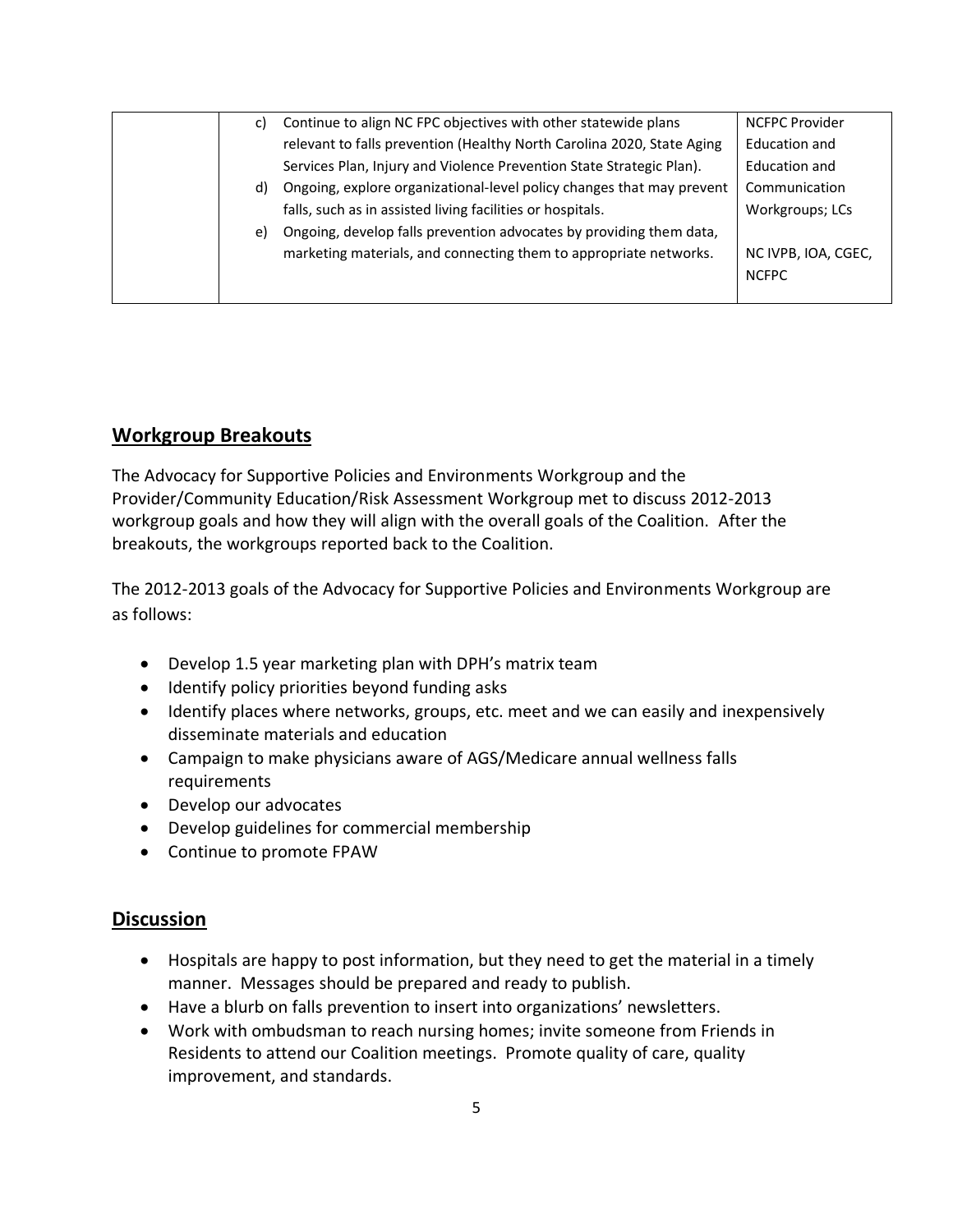| | | |
|---|---|---|
| | c) Continue to align NC FPC objectives with other statewide plans relevant to falls prevention (Healthy North Carolina 2020, State Aging Services Plan, Injury and Violence Prevention State Strategic Plan).<br>d) Ongoing, explore organizational-level policy changes that may prevent falls, such as in assisted living facilities or hospitals.<br>e) Ongoing, develop falls prevention advocates by providing them data, marketing materials, and connecting them to appropriate networks. | NCFPC Provider Education and Education and Communication Workgroups; LCs<br><br>NC IVPB, IOA, CGEC, NCFPC |

## Workgroup Breakouts

The Advocacy for Supportive Policies and Environments Workgroup and the Provider/Community Education/Risk Assessment Workgroup met to discuss 2012-2013 workgroup goals and how they will align with the overall goals of the Coalition. After the breakouts, the workgroups reported back to the Coalition.

The 2012-2013 goals of the Advocacy for Supportive Policies and Environments Workgroup are as follows:

- Develop 1.5 year marketing plan with DPH's matrix team
- Identify policy priorities beyond funding asks
- Identify places where networks, groups, etc. meet and we can easily and inexpensively disseminate materials and education
- Campaign to make physicians aware of AGS/Medicare annual wellness falls requirements
- Develop our advocates
- Develop guidelines for commercial membership
- Continue to promote FPAW

## Discussion

- Hospitals are happy to post information, but they need to get the material in a timely manner. Messages should be prepared and ready to publish.
- Have a blurb on falls prevention to insert into organizations' newsletters.
- Work with ombudsman to reach nursing homes; invite someone from Friends in Residents to attend our Coalition meetings. Promote quality of care, quality improvement, and standards.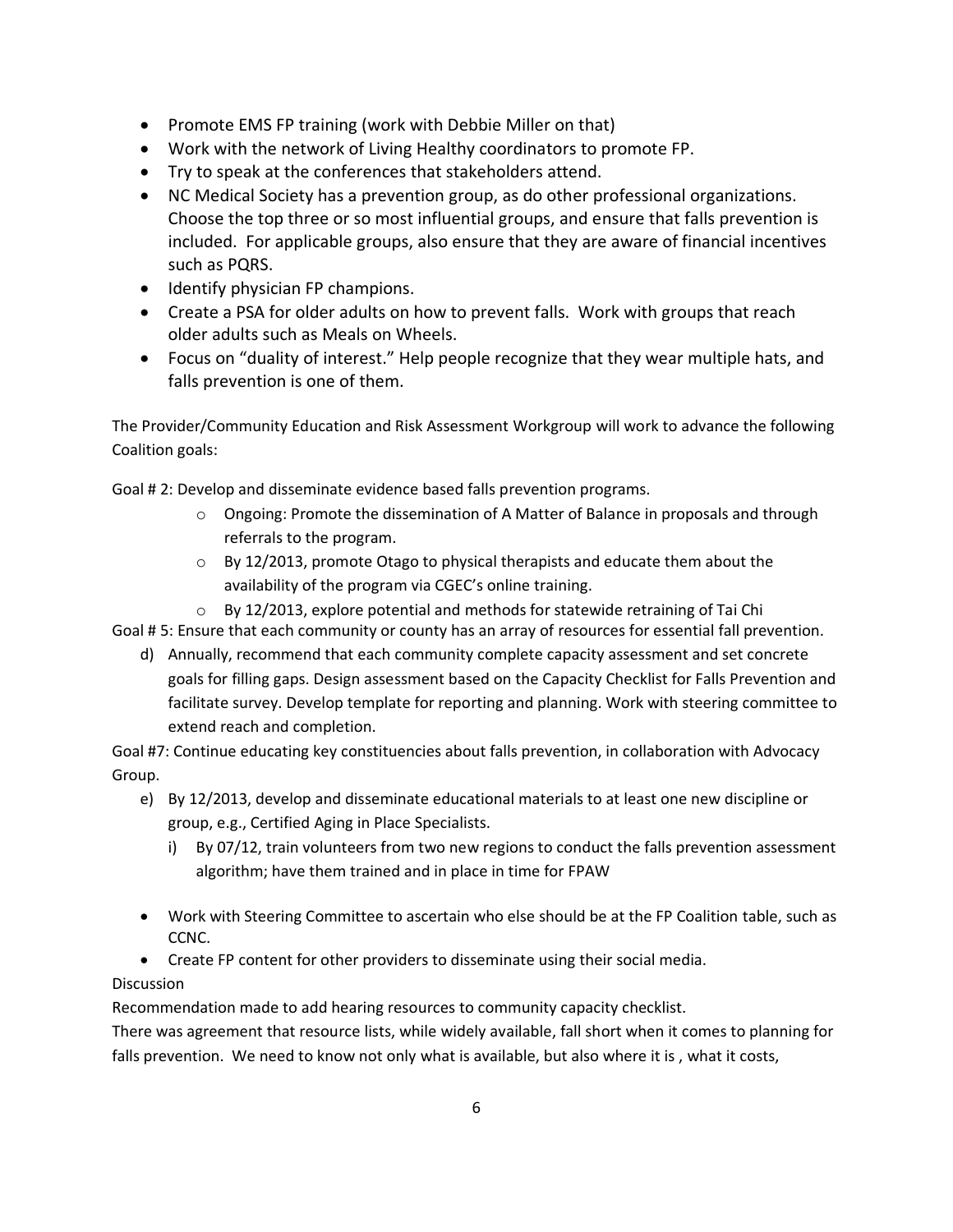- Promote EMS FP training (work with Debbie Miller on that)
- Work with the network of Living Healthy coordinators to promote FP.
- Try to speak at the conferences that stakeholders attend.
- NC Medical Society has a prevention group, as do other professional organizations. Choose the top three or so most influential groups, and ensure that falls prevention is included. For applicable groups, also ensure that they are aware of financial incentives such as PQRS.
- Identify physician FP champions.
- Create a PSA for older adults on how to prevent falls. Work with groups that reach older adults such as Meals on Wheels.
- Focus on "duality of interest." Help people recognize that they wear multiple hats, and falls prevention is one of them.

The Provider/Community Education and Risk Assessment Workgroup will work to advance the following Coalition goals:

Goal # 2: Develop and disseminate evidence based falls prevention programs.

- Ongoing: Promote the dissemination of A Matter of Balance in proposals and through referrals to the program.
- By 12/2013, promote Otago to physical therapists and educate them about the availability of the program via CGEC's online training.
- By 12/2013, explore potential and methods for statewide retraining of Tai Chi

Goal # 5: Ensure that each community or county has an array of resources for essential fall prevention.

d) Annually, recommend that each community complete capacity assessment and set concrete goals for filling gaps. Design assessment based on the Capacity Checklist for Falls Prevention and facilitate survey. Develop template for reporting and planning. Work with steering committee to extend reach and completion.

Goal #7: Continue educating key constituencies about falls prevention, in collaboration with Advocacy Group.

e) By 12/2013, develop and disseminate educational materials to at least one new discipline or group, e.g., Certified Aging in Place Specialists.
   i) By 07/12, train volunteers from two new regions to conduct the falls prevention assessment algorithm; have them trained and in place in time for FPAW

- Work with Steering Committee to ascertain who else should be at the FP Coalition table, such as CCNC.
- Create FP content for other providers to disseminate using their social media.

Discussion

Recommendation made to add hearing resources to community capacity checklist.

There was agreement that resource lists, while widely available, fall short when it comes to planning for falls prevention. We need to know not only what is available, but also where it is , what it costs,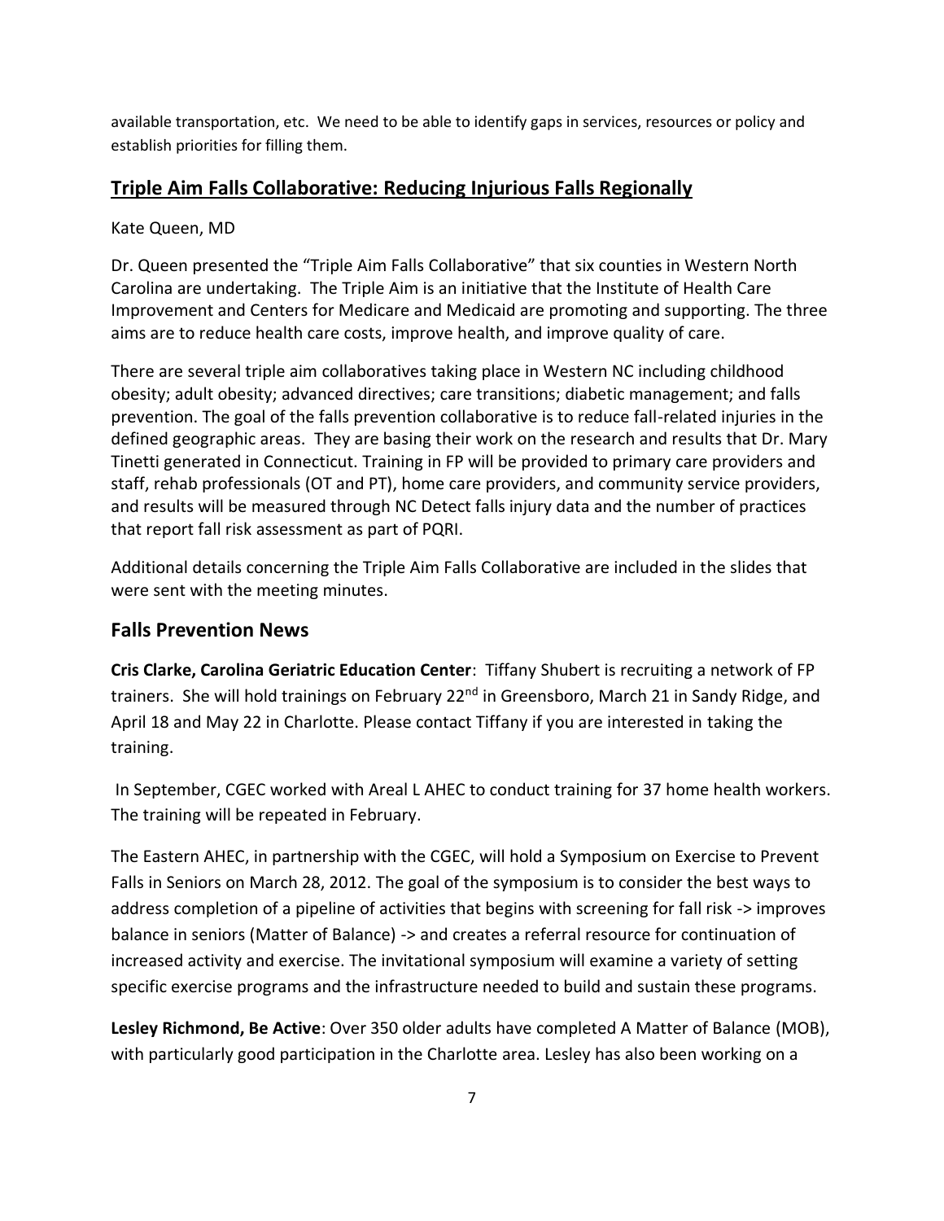available transportation, etc. We need to be able to identify gaps in services, resources or policy and establish priorities for filling them.

## Triple Aim Falls Collaborative: Reducing Injurious Falls Regionally

Kate Queen, MD

Dr. Queen presented the "Triple Aim Falls Collaborative" that six counties in Western North Carolina are undertaking. The Triple Aim is an initiative that the Institute of Health Care Improvement and Centers for Medicare and Medicaid are promoting and supporting. The three aims are to reduce health care costs, improve health, and improve quality of care.

There are several triple aim collaboratives taking place in Western NC including childhood obesity; adult obesity; advanced directives; care transitions; diabetic management; and falls prevention. The goal of the falls prevention collaborative is to reduce fall-related injuries in the defined geographic areas. They are basing their work on the research and results that Dr. Mary Tinetti generated in Connecticut. Training in FP will be provided to primary care providers and staff, rehab professionals (OT and PT), home care providers, and community service providers, and results will be measured through NC Detect falls injury data and the number of practices that report fall risk assessment as part of PQRI.

Additional details concerning the Triple Aim Falls Collaborative are included in the slides that were sent with the meeting minutes.

## Falls Prevention News

**Cris Clarke, Carolina Geriatric Education Center**: Tiffany Shubert is recruiting a network of FP trainers. She will hold trainings on February 22nd in Greensboro, March 21 in Sandy Ridge, and April 18 and May 22 in Charlotte. Please contact Tiffany if you are interested in taking the training.

In September, CGEC worked with Areal L AHEC to conduct training for 37 home health workers. The training will be repeated in February.

The Eastern AHEC, in partnership with the CGEC, will hold a Symposium on Exercise to Prevent Falls in Seniors on March 28, 2012. The goal of the symposium is to consider the best ways to address completion of a pipeline of activities that begins with screening for fall risk -> improves balance in seniors (Matter of Balance) -> and creates a referral resource for continuation of increased activity and exercise. The invitational symposium will examine a variety of setting specific exercise programs and the infrastructure needed to build and sustain these programs.

**Lesley Richmond, Be Active**: Over 350 older adults have completed A Matter of Balance (MOB), with particularly good participation in the Charlotte area. Lesley has also been working on a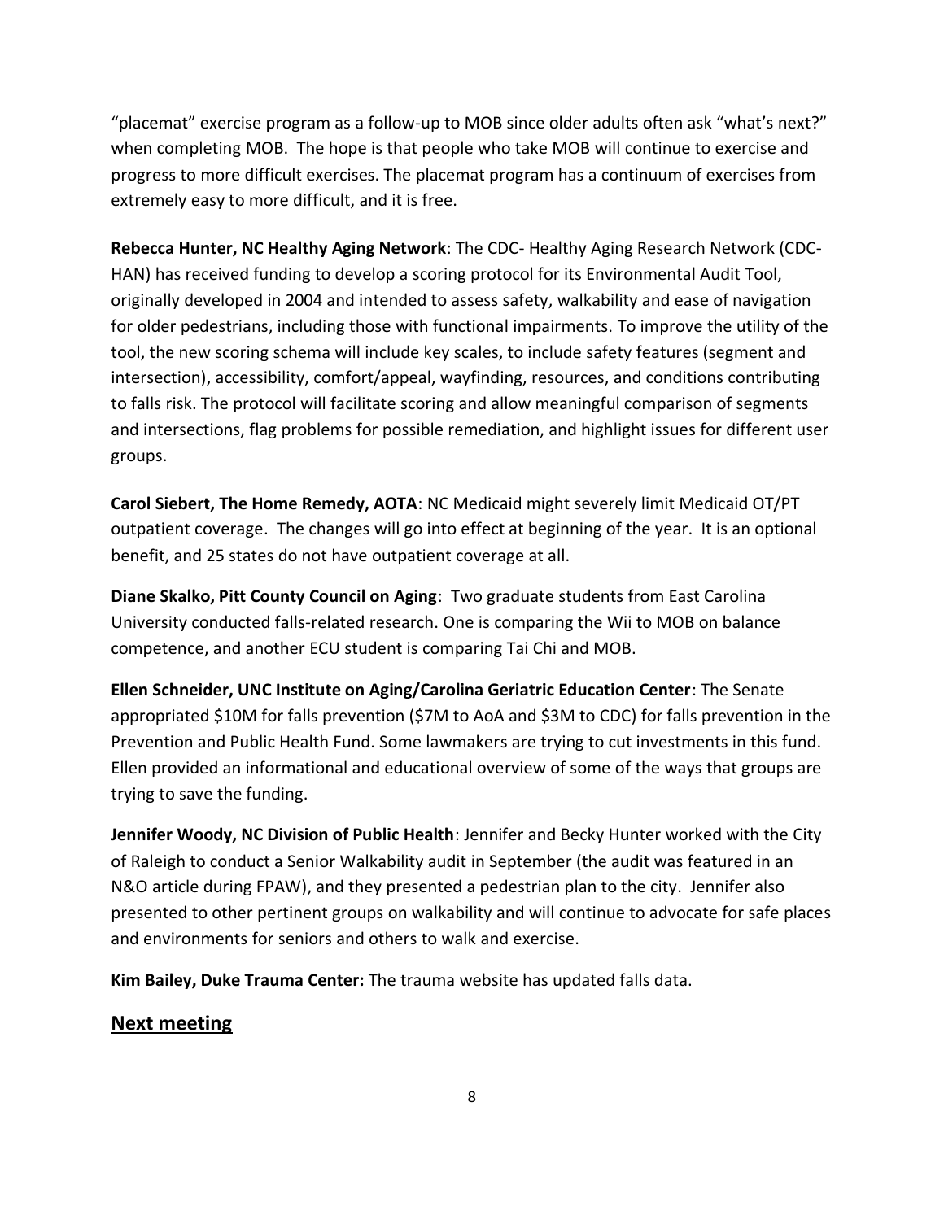"placemat" exercise program as a follow-up to MOB since older adults often ask "what's next?" when completing MOB. The hope is that people who take MOB will continue to exercise and progress to more difficult exercises. The placemat program has a continuum of exercises from extremely easy to more difficult, and it is free.

**Rebecca Hunter, NC Healthy Aging Network**: The CDC- Healthy Aging Research Network (CDC-HAN) has received funding to develop a scoring protocol for its Environmental Audit Tool, originally developed in 2004 and intended to assess safety, walkability and ease of navigation for older pedestrians, including those with functional impairments. To improve the utility of the tool, the new scoring schema will include key scales, to include safety features (segment and intersection), accessibility, comfort/appeal, wayfinding, resources, and conditions contributing to falls risk. The protocol will facilitate scoring and allow meaningful comparison of segments and intersections, flag problems for possible remediation, and highlight issues for different user groups.

**Carol Siebert, The Home Remedy, AOTA**: NC Medicaid might severely limit Medicaid OT/PT outpatient coverage. The changes will go into effect at beginning of the year. It is an optional benefit, and 25 states do not have outpatient coverage at all.

**Diane Skalko, Pitt County Council on Aging**: Two graduate students from East Carolina University conducted falls-related research. One is comparing the Wii to MOB on balance competence, and another ECU student is comparing Tai Chi and MOB.

**Ellen Schneider, UNC Institute on Aging/Carolina Geriatric Education Center**: The Senate appropriated $10M for falls prevention ($7M to AoA and $3M to CDC) for falls prevention in the Prevention and Public Health Fund. Some lawmakers are trying to cut investments in this fund. Ellen provided an informational and educational overview of some of the ways that groups are trying to save the funding.

**Jennifer Woody, NC Division of Public Health**: Jennifer and Becky Hunter worked with the City of Raleigh to conduct a Senior Walkability audit in September (the audit was featured in an N&O article during FPAW), and they presented a pedestrian plan to the city. Jennifer also presented to other pertinent groups on walkability and will continue to advocate for safe places and environments for seniors and others to walk and exercise.

**Kim Bailey, Duke Trauma Center:** The trauma website has updated falls data.

## Next meeting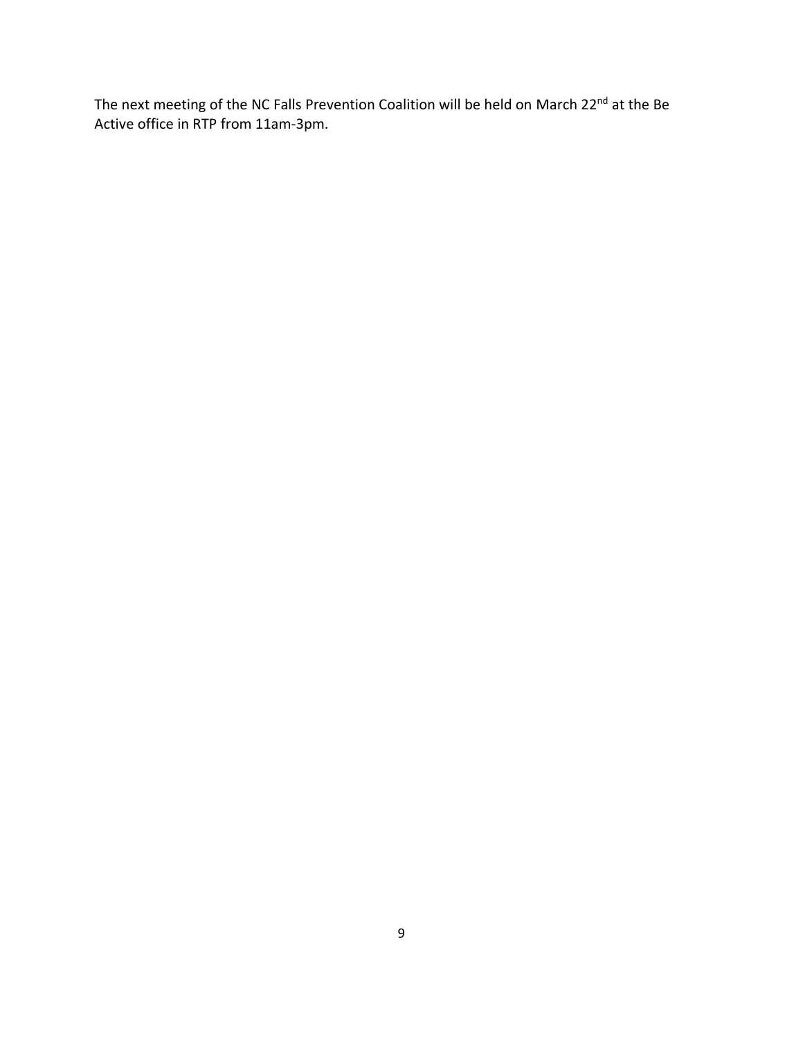The next meeting of the NC Falls Prevention Coalition will be held on March 22nd at the Be Active office in RTP from 11am-3pm.